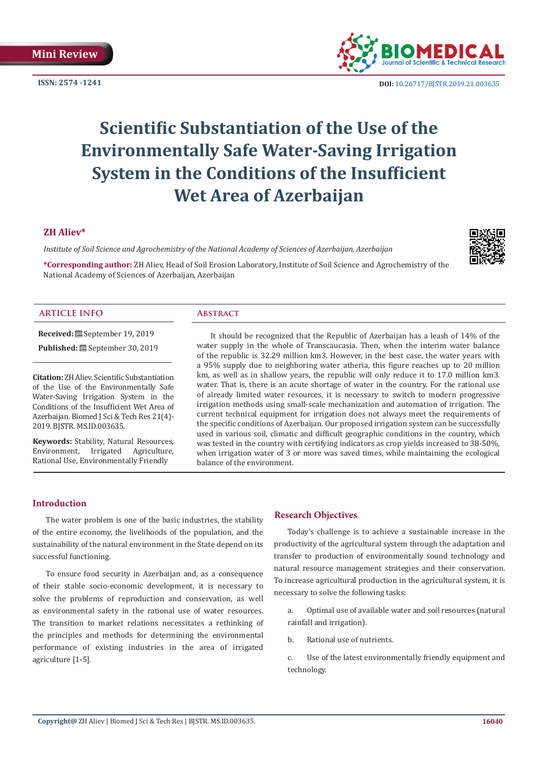Mini Review

ISSN: 2574 -1241

DOI: 10.26717/BJSTR.2019.21.003635

# Scientific Substantiation of the Use of the Environmentally Safe Water-Saving Irrigation System in the Conditions of the Insufficient Wet Area of Azerbaijan

**ZH Aliev***

*Institute of Soil Science and Agrochemistry of the National Academy of Sciences of Azerbaijan, Azerbaijan*

***Corresponding author:** ZH Aliev, Head of Soil Erosion Laboratory, Institute of Soil Science and Agrochemistry of the National Academy of Sciences of Azerbaijan, Azerbaijan

## ARTICLE INFO

**Received:** September 19, 2019

**Published:** September 30, 2019

**Citation:** ZH Aliev. Scientific Substantiation of the Use of the Environmentally Safe Water-Saving Irrigation System in the Conditions of the Insufficient Wet Area of Azerbaijan. Biomed J Sci & Tech Res 21(4)-2019. BJSTR. MS.ID.003635.

**Keywords:** Stability, Natural Resources, Environment, Irrigated Agriculture, Rational Use, Environmentally Friendly

## Abstract

It should be recognized that the Republic of Azerbaijan has a leash of 14% of the water supply in the whole of Transcaucasia. Then, when the interim water balance of the republic is 32.29 million km3. However, in the best case, the water years with a 95% supply due to neighboring water atheria, this figure reaches up to 20 million km, as well as in shallow years, the republic will only reduce it to 17.0 million km3. water. That is, there is an acute shortage of water in the country. For the rational use of already limited water resources, it is necessary to switch to modern progressive irrigation methods using small-scale mechanization and automation of irrigation. The current technical equipment for irrigation does not always meet the requirements of the specific conditions of Azerbaijan. Our proposed irrigation system can be successfully used in various soil, climatic and difficult geographic conditions in the country, which was tested in the country with certifying indicators as crop yields increased to 38-50%, when irrigation water of 3 or more was saved times, while maintaining the ecological balance of the environment.

## Introduction

The water problem is one of the basic industries, the stability of the entire economy, the livelihoods of the population, and the sustainability of the natural environment in the State depend on its successful functioning.

To ensure food security in Azerbaijan and, as a consequence of their stable socio-economic development, it is necessary to solve the problems of reproduction and conservation, as well as environmental safety in the rational use of water resources. The transition to market relations necessitates a rethinking of the principles and methods for determining the environmental performance of existing industries in the area of irrigated agriculture [1-5].

## Research Objectives

Today's challenge is to achieve a sustainable increase in the productivity of the agricultural system through the adaptation and transfer to production of environmentally sound technology and natural resource management strategies and their conservation. To increase agricultural production in the agricultural system, it is necessary to solve the following tasks:

a. Optimal use of available water and soil resources (natural rainfall and irrigation).

b. Rational use of nutrients.

c. Use of the latest environmentally friendly equipment and technology.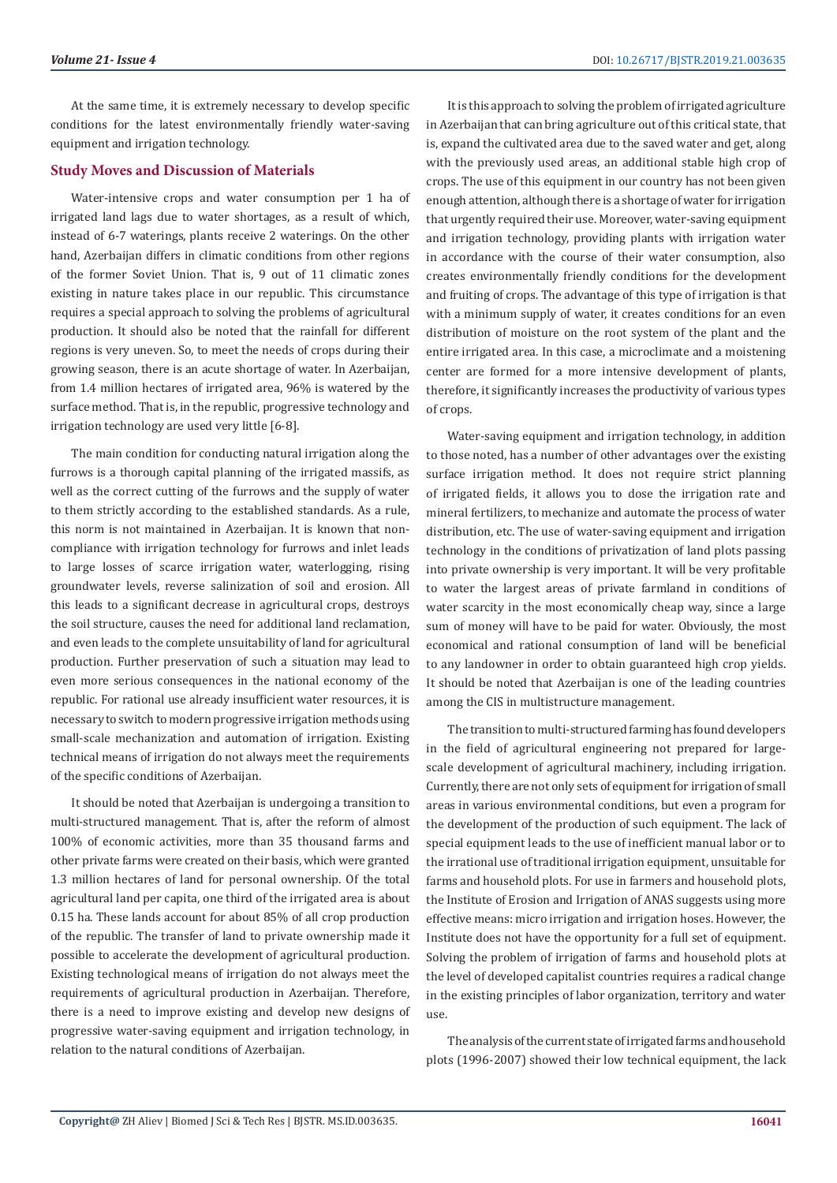At the same time, it is extremely necessary to develop specific conditions for the latest environmentally friendly water-saving equipment and irrigation technology.

## Study Moves and Discussion of Materials

Water-intensive crops and water consumption per 1 ha of irrigated land lags due to water shortages, as a result of which, instead of 6-7 waterings, plants receive 2 waterings. On the other hand, Azerbaijan differs in climatic conditions from other regions of the former Soviet Union. That is, 9 out of 11 climatic zones existing in nature takes place in our republic. This circumstance requires a special approach to solving the problems of agricultural production. It should also be noted that the rainfall for different regions is very uneven. So, to meet the needs of crops during their growing season, there is an acute shortage of water. In Azerbaijan, from 1.4 million hectares of irrigated area, 96% is watered by the surface method. That is, in the republic, progressive technology and irrigation technology are used very little [6-8].

The main condition for conducting natural irrigation along the furrows is a thorough capital planning of the irrigated massifs, as well as the correct cutting of the furrows and the supply of water to them strictly according to the established standards. As a rule, this norm is not maintained in Azerbaijan. It is known that non-compliance with irrigation technology for furrows and inlet leads to large losses of scarce irrigation water, waterlogging, rising groundwater levels, reverse salinization of soil and erosion. All this leads to a significant decrease in agricultural crops, destroys the soil structure, causes the need for additional land reclamation, and even leads to the complete unsuitability of land for agricultural production. Further preservation of such a situation may lead to even more serious consequences in the national economy of the republic. For rational use already insufficient water resources, it is necessary to switch to modern progressive irrigation methods using small-scale mechanization and automation of irrigation. Existing technical means of irrigation do not always meet the requirements of the specific conditions of Azerbaijan.

It should be noted that Azerbaijan is undergoing a transition to multi-structured management. That is, after the reform of almost 100% of economic activities, more than 35 thousand farms and other private farms were created on their basis, which were granted 1.3 million hectares of land for personal ownership. Of the total agricultural land per capita, one third of the irrigated area is about 0.15 ha. These lands account for about 85% of all crop production of the republic. The transfer of land to private ownership made it possible to accelerate the development of agricultural production. Existing technological means of irrigation do not always meet the requirements of agricultural production in Azerbaijan. Therefore, there is a need to improve existing and develop new designs of progressive water-saving equipment and irrigation technology, in relation to the natural conditions of Azerbaijan.

It is this approach to solving the problem of irrigated agriculture in Azerbaijan that can bring agriculture out of this critical state, that is, expand the cultivated area due to the saved water and get, along with the previously used areas, an additional stable high crop of crops. The use of this equipment in our country has not been given enough attention, although there is a shortage of water for irrigation that urgently required their use. Moreover, water-saving equipment and irrigation technology, providing plants with irrigation water in accordance with the course of their water consumption, also creates environmentally friendly conditions for the development and fruiting of crops. The advantage of this type of irrigation is that with a minimum supply of water, it creates conditions for an even distribution of moisture on the root system of the plant and the entire irrigated area. In this case, a microclimate and a moistening center are formed for a more intensive development of plants, therefore, it significantly increases the productivity of various types of crops.

Water-saving equipment and irrigation technology, in addition to those noted, has a number of other advantages over the existing surface irrigation method. It does not require strict planning of irrigated fields, it allows you to dose the irrigation rate and mineral fertilizers, to mechanize and automate the process of water distribution, etc. The use of water-saving equipment and irrigation technology in the conditions of privatization of land plots passing into private ownership is very important. It will be very profitable to water the largest areas of private farmland in conditions of water scarcity in the most economically cheap way, since a large sum of money will have to be paid for water. Obviously, the most economical and rational consumption of land will be beneficial to any landowner in order to obtain guaranteed high crop yields. It should be noted that Azerbaijan is one of the leading countries among the CIS in multistructure management.

The transition to multi-structured farming has found developers in the field of agricultural engineering not prepared for large-scale development of agricultural machinery, including irrigation. Currently, there are not only sets of equipment for irrigation of small areas in various environmental conditions, but even a program for the development of the production of such equipment. The lack of special equipment leads to the use of inefficient manual labor or to the irrational use of traditional irrigation equipment, unsuitable for farms and household plots. For use in farmers and household plots, the Institute of Erosion and Irrigation of ANAS suggests using more effective means: micro irrigation and irrigation hoses. However, the Institute does not have the opportunity for a full set of equipment. Solving the problem of irrigation of farms and household plots at the level of developed capitalist countries requires a radical change in the existing principles of labor organization, territory and water use.

The analysis of the current state of irrigated farms and household plots (1996-2007) showed their low technical equipment, the lack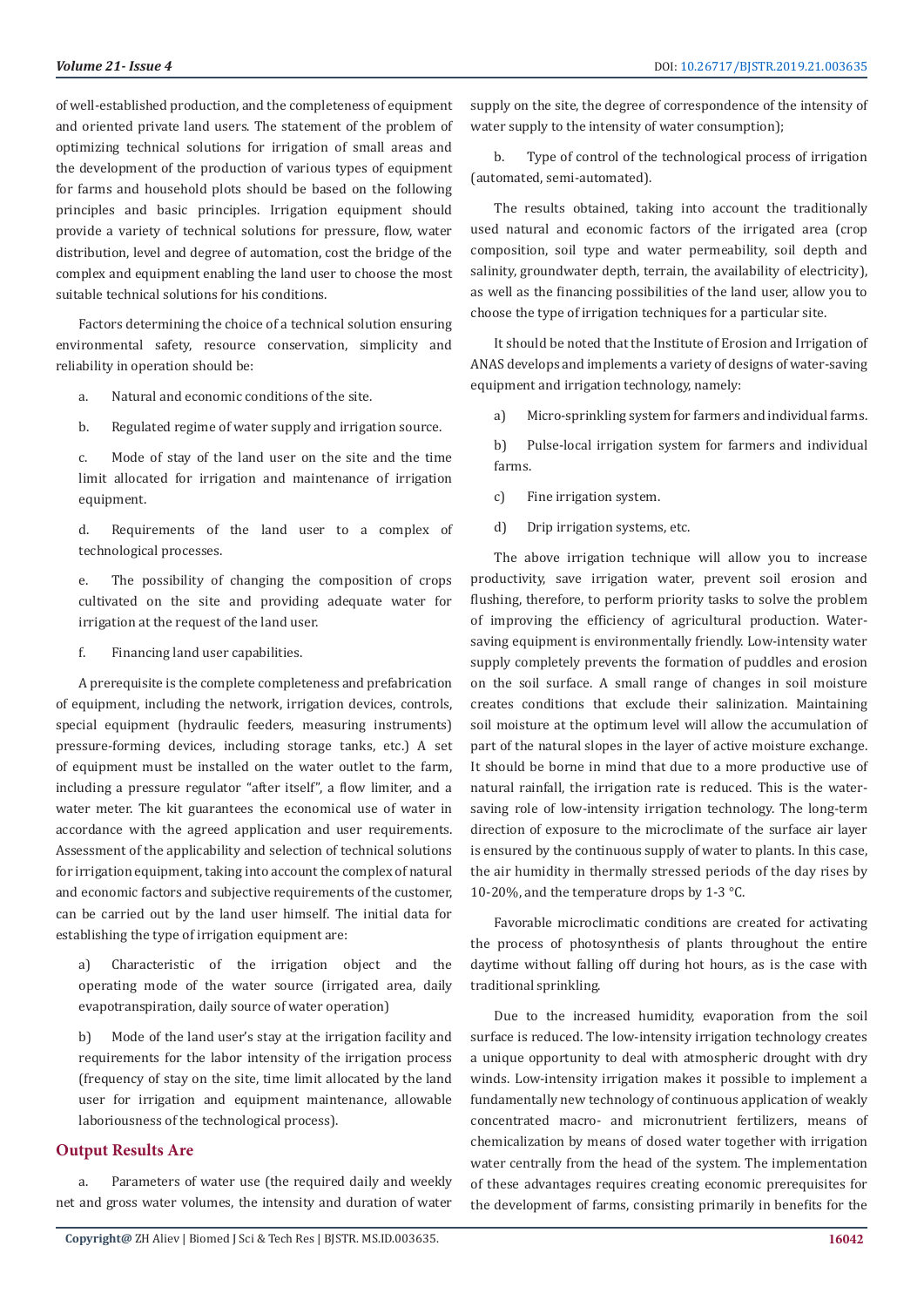of well-established production, and the completeness of equipment and oriented private land users. The statement of the problem of optimizing technical solutions for irrigation of small areas and the development of the production of various types of equipment for farms and household plots should be based on the following principles and basic principles. Irrigation equipment should provide a variety of technical solutions for pressure, flow, water distribution, level and degree of automation, cost the bridge of the complex and equipment enabling the land user to choose the most suitable technical solutions for his conditions.

Factors determining the choice of a technical solution ensuring environmental safety, resource conservation, simplicity and reliability in operation should be:

a. Natural and economic conditions of the site.

b. Regulated regime of water supply and irrigation source.

c. Mode of stay of the land user on the site and the time limit allocated for irrigation and maintenance of irrigation equipment.

d. Requirements of the land user to a complex of technological processes.

e. The possibility of changing the composition of crops cultivated on the site and providing adequate water for irrigation at the request of the land user.

f. Financing land user capabilities.

A prerequisite is the complete completeness and prefabrication of equipment, including the network, irrigation devices, controls, special equipment (hydraulic feeders, measuring instruments) pressure-forming devices, including storage tanks, etc.) A set of equipment must be installed on the water outlet to the farm, including a pressure regulator "after itself", a flow limiter, and a water meter. The kit guarantees the economical use of water in accordance with the agreed application and user requirements. Assessment of the applicability and selection of technical solutions for irrigation equipment, taking into account the complex of natural and economic factors and subjective requirements of the customer, can be carried out by the land user himself. The initial data for establishing the type of irrigation equipment are:

a) Characteristic of the irrigation object and the operating mode of the water source (irrigated area, daily evapotranspiration, daily source of water operation)

b) Mode of the land user's stay at the irrigation facility and requirements for the labor intensity of the irrigation process (frequency of stay on the site, time limit allocated by the land user for irrigation and equipment maintenance, allowable laboriousness of the technological process).

## Output Results Are

a. Parameters of water use (the required daily and weekly net and gross water volumes, the intensity and duration of water supply on the site, the degree of correspondence of the intensity of water supply to the intensity of water consumption);

b. Type of control of the technological process of irrigation (automated, semi-automated).

The results obtained, taking into account the traditionally used natural and economic factors of the irrigated area (crop composition, soil type and water permeability, soil depth and salinity, groundwater depth, terrain, the availability of electricity), as well as the financing possibilities of the land user, allow you to choose the type of irrigation techniques for a particular site.

It should be noted that the Institute of Erosion and Irrigation of ANAS develops and implements a variety of designs of water-saving equipment and irrigation technology, namely:

a) Micro-sprinkling system for farmers and individual farms.

b) Pulse-local irrigation system for farmers and individual farms.

c) Fine irrigation system.

d) Drip irrigation systems, etc.

The above irrigation technique will allow you to increase productivity, save irrigation water, prevent soil erosion and flushing, therefore, to perform priority tasks to solve the problem of improving the efficiency of agricultural production. Water-saving equipment is environmentally friendly. Low-intensity water supply completely prevents the formation of puddles and erosion on the soil surface. A small range of changes in soil moisture creates conditions that exclude their salinization. Maintaining soil moisture at the optimum level will allow the accumulation of part of the natural slopes in the layer of active moisture exchange. It should be borne in mind that due to a more productive use of natural rainfall, the irrigation rate is reduced. This is the water-saving role of low-intensity irrigation technology. The long-term direction of exposure to the microclimate of the surface air layer is ensured by the continuous supply of water to plants. In this case, the air humidity in thermally stressed periods of the day rises by 10-20%, and the temperature drops by 1-3 °C.

Favorable microclimatic conditions are created for activating the process of photosynthesis of plants throughout the entire daytime without falling off during hot hours, as is the case with traditional sprinkling.

Due to the increased humidity, evaporation from the soil surface is reduced. The low-intensity irrigation technology creates a unique opportunity to deal with atmospheric drought with dry winds. Low-intensity irrigation makes it possible to implement a fundamentally new technology of continuous application of weakly concentrated macro- and micronutrient fertilizers, means of chemicalization by means of dosed water together with irrigation water centrally from the head of the system. The implementation of these advantages requires creating economic prerequisites for the development of farms, consisting primarily in benefits for the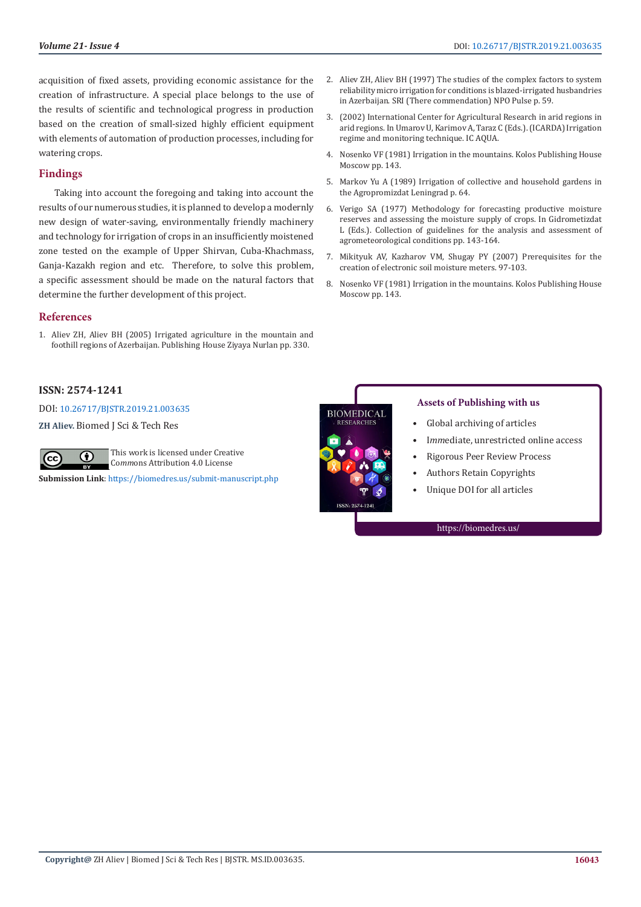acquisition of fixed assets, providing economic assistance for the creation of infrastructure. A special place belongs to the use of the results of scientific and technological progress in production based on the creation of small-sized highly efficient equipment with elements of automation of production processes, including for watering crops.

## Findings

Taking into account the foregoing and taking into account the results of our numerous studies, it is planned to develop a modernly new design of water-saving, environmentally friendly machinery and technology for irrigation of crops in an insufficiently moistened zone tested on the example of Upper Shirvan, Cuba-Khachmass, Ganja-Kazakh region and etc. Therefore, to solve this problem, a specific assessment should be made on the natural factors that determine the further development of this project.

## References

1. Aliev ZH, Aliev BH (2005) Irrigated agriculture in the mountain and foothill regions of Azerbaijan. Publishing House Ziyaya Nurlan pp. 330.
2. Aliev ZH, Aliev BH (1997) The studies of the complex factors to system reliability micro irrigation for conditions is blazed-irrigated husbandries in Azerbaijan. SRI (There commendation) NPO Pulse p. 59.
3. (2002) International Center for Agricultural Research in arid regions in arid regions. In Umarov U, Karimov A, Taraz C (Eds.). (ICARDA) Irrigation regime and monitoring technique. IC AQUA.
4. Nosenko VF (1981) Irrigation in the mountains. Kolos Publishing House Moscow pp. 143.
5. Markov Yu A (1989) Irrigation of collective and household gardens in the Agropromizdat Leningrad p. 64.
6. Verigo SA (1977) Methodology for forecasting productive moisture reserves and assessing the moisture supply of crops. In Gidrometizdat L (Eds.). Collection of guidelines for the analysis and assessment of agrometeorological conditions pp. 143-164.
7. Mikityuk AV, Kazharov VM, Shugay PY (2007) Prerequisites for the creation of electronic soil moisture meters. 97-103.
8. Nosenko VF (1981) Irrigation in the mountains. Kolos Publishing House Moscow pp. 143.

**ISSN: 2574-1241**

DOI: 10.26717/BJSTR.2019.21.003635

**ZH Aliev.** Biomed J Sci & Tech Res

This work is licensed under Creative Commons Attribution 4.0 License

**Submission Link**: https://biomedres.us/submit-manuscript.php

**Assets of Publishing with us**

- Global archiving of articles
- Immediate, unrestricted online access
- Rigorous Peer Review Process
- Authors Retain Copyrights
- Unique DOI for all articles

https://biomedres.us/